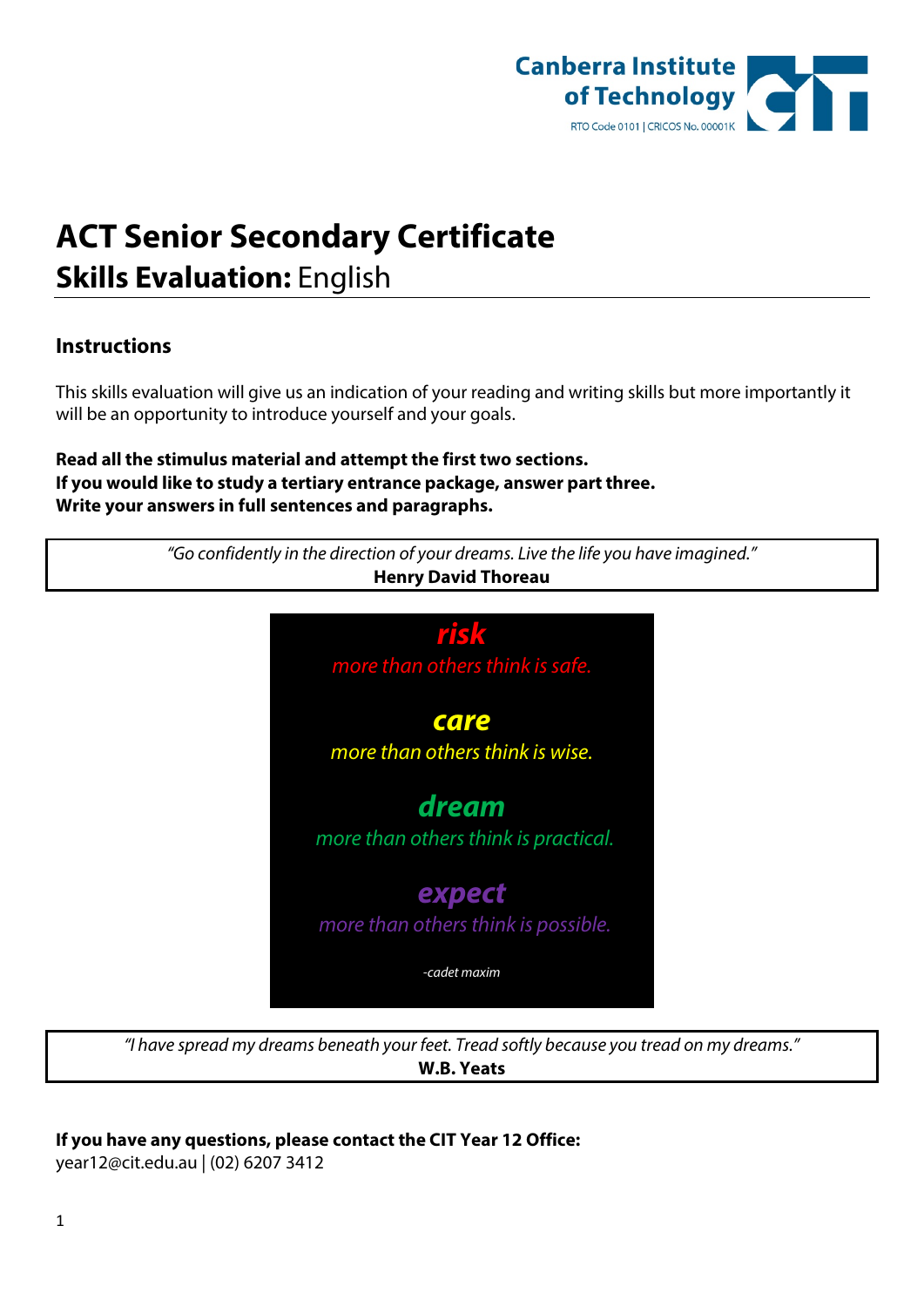Canberra Institute of Technology
RTO Code 0101 | CRICOS No. 00001K

# ACT Senior Secondary Certificate

## **Skills Evaluation:** English

### Instructions

This skills evaluation will give us an indication of your reading and writing skills but more importantly it will be an opportunity to introduce yourself and your goals.

**Read all the stimulus material and attempt the first two sections.**
**If you would like to study a tertiary entrance package, answer part three.**
**Write your answers in full sentences and paragraphs.**

> *"Go confidently in the direction of your dreams. Live the life you have imagined."*
> **Henry David Thoreau**

***risk***
*more than others think is safe.*

***care***
*more than others think is wise.*

***dream***
*more than others think is practical.*

***expect***
*more than others think is possible.*

*-cadet maxim*

> *"I have spread my dreams beneath your feet. Tread softly because you tread on my dreams."*
> **W.B. Yeats**

**If you have any questions, please contact the CIT Year 12 Office:**
year12@cit.edu.au | (02) 6207 3412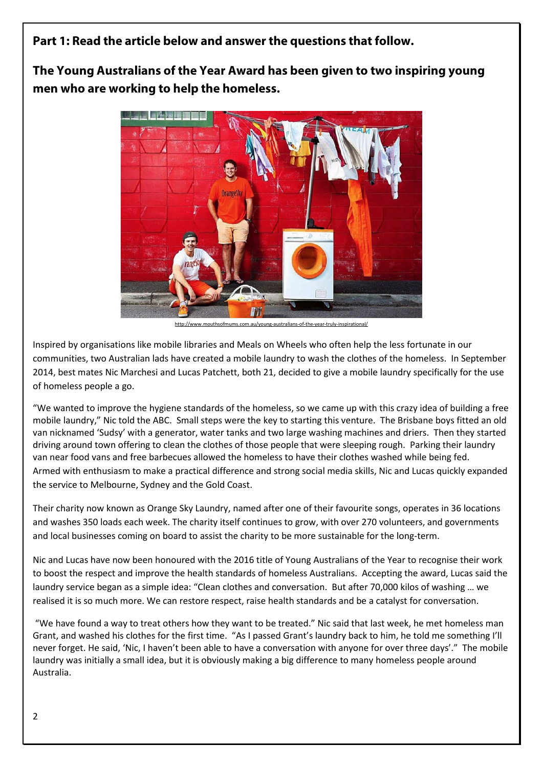## Part 1: Read the article below and answer the questions that follow.

### The Young Australians of the Year Award has been given to two inspiring young men who are working to help the homeless.

http://www.mouthsofmums.com.au/young-australians-of-the-year-truly-inspirational/

Inspired by organisations like mobile libraries and Meals on Wheels who often help the less fortunate in our communities, two Australian lads have created a mobile laundry to wash the clothes of the homeless. In September 2014, best mates Nic Marchesi and Lucas Patchett, both 21, decided to give a mobile laundry specifically for the use of homeless people a go.

"We wanted to improve the hygiene standards of the homeless, so we came up with this crazy idea of building a free mobile laundry," Nic told the ABC. Small steps were the key to starting this venture. The Brisbane boys fitted an old van nicknamed 'Sudsy' with a generator, water tanks and two large washing machines and driers. Then they started driving around town offering to clean the clothes of those people that were sleeping rough. Parking their laundry van near food vans and free barbecues allowed the homeless to have their clothes washed while being fed. Armed with enthusiasm to make a practical difference and strong social media skills, Nic and Lucas quickly expanded the service to Melbourne, Sydney and the Gold Coast.

Their charity now known as Orange Sky Laundry, named after one of their favourite songs, operates in 36 locations and washes 350 loads each week. The charity itself continues to grow, with over 270 volunteers, and governments and local businesses coming on board to assist the charity to be more sustainable for the long-term.

Nic and Lucas have now been honoured with the 2016 title of Young Australians of the Year to recognise their work to boost the respect and improve the health standards of homeless Australians. Accepting the award, Lucas said the laundry service began as a simple idea: "Clean clothes and conversation. But after 70,000 kilos of washing … we realised it is so much more. We can restore respect, raise health standards and be a catalyst for conversation.

"We have found a way to treat others how they want to be treated." Nic said that last week, he met homeless man Grant, and washed his clothes for the first time. "As I passed Grant's laundry back to him, he told me something I'll never forget. He said, 'Nic, I haven't been able to have a conversation with anyone for over three days'." The mobile laundry was initially a small idea, but it is obviously making a big difference to many homeless people around Australia.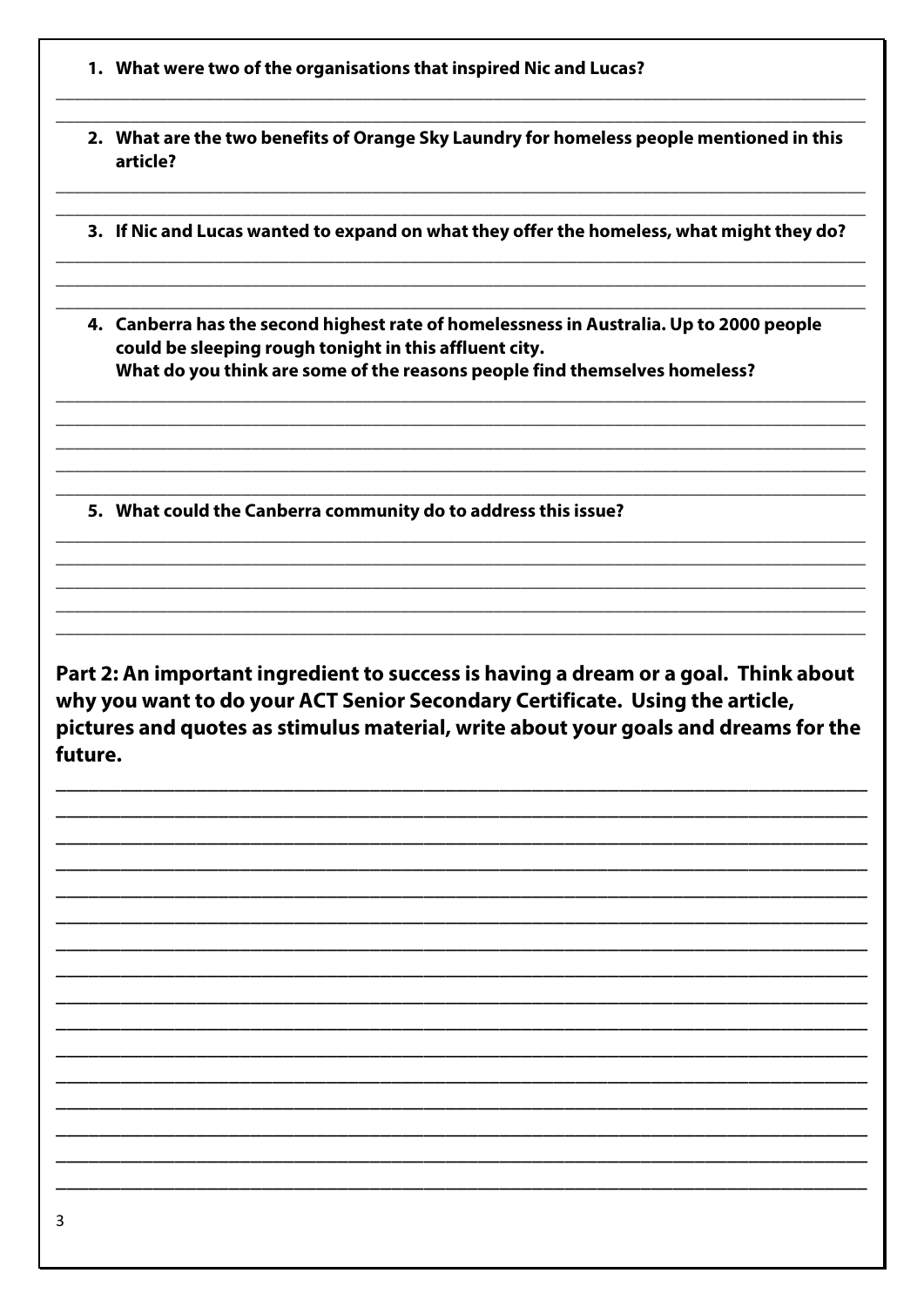1. **What were two of the organisations that inspired Nic and Lucas?**

2. **What are the two benefits of Orange Sky Laundry for homeless people mentioned in this article?**

3. **If Nic and Lucas wanted to expand on what they offer the homeless, what might they do?**

4. **Canberra has the second highest rate of homelessness in Australia. Up to 2000 people could be sleeping rough tonight in this affluent city.**
   **What do you think are some of the reasons people find themselves homeless?**

5. **What could the Canberra community do to address this issue?**

**Part 2: An important ingredient to success is having a dream or a goal. Think about why you want to do your ACT Senior Secondary Certificate. Using the article, pictures and quotes as stimulus material, write about your goals and dreams for the future.**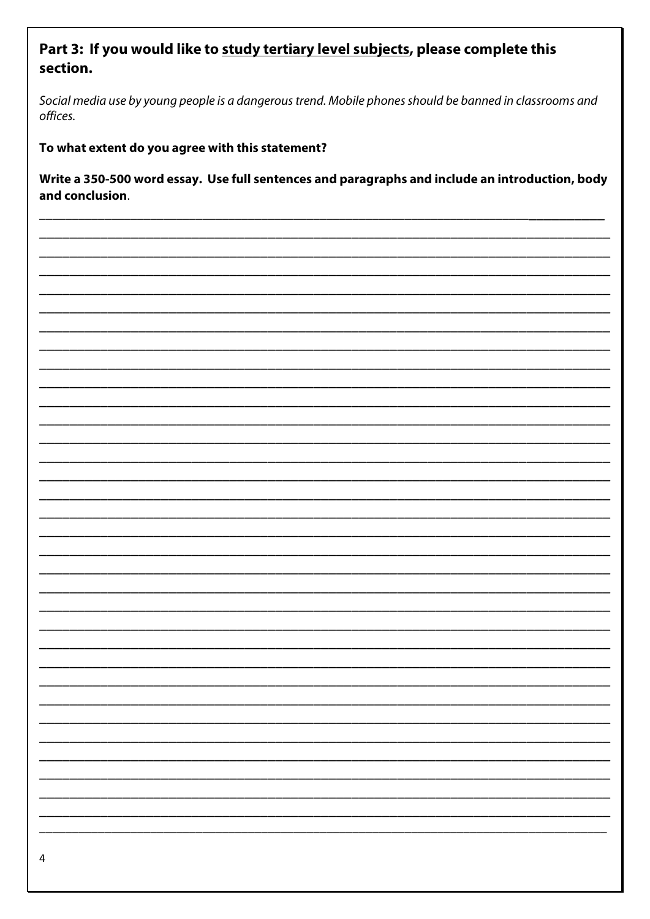## Part 3: If you would like to study tertiary level subjects, please complete this section.

*Social media use by young people is a dangerous trend. Mobile phones should be banned in classrooms and offices.*

**To what extent do you agree with this statement?**

**Write a 350-500 word essay. Use full sentences and paragraphs and include an introduction, body and conclusion.**